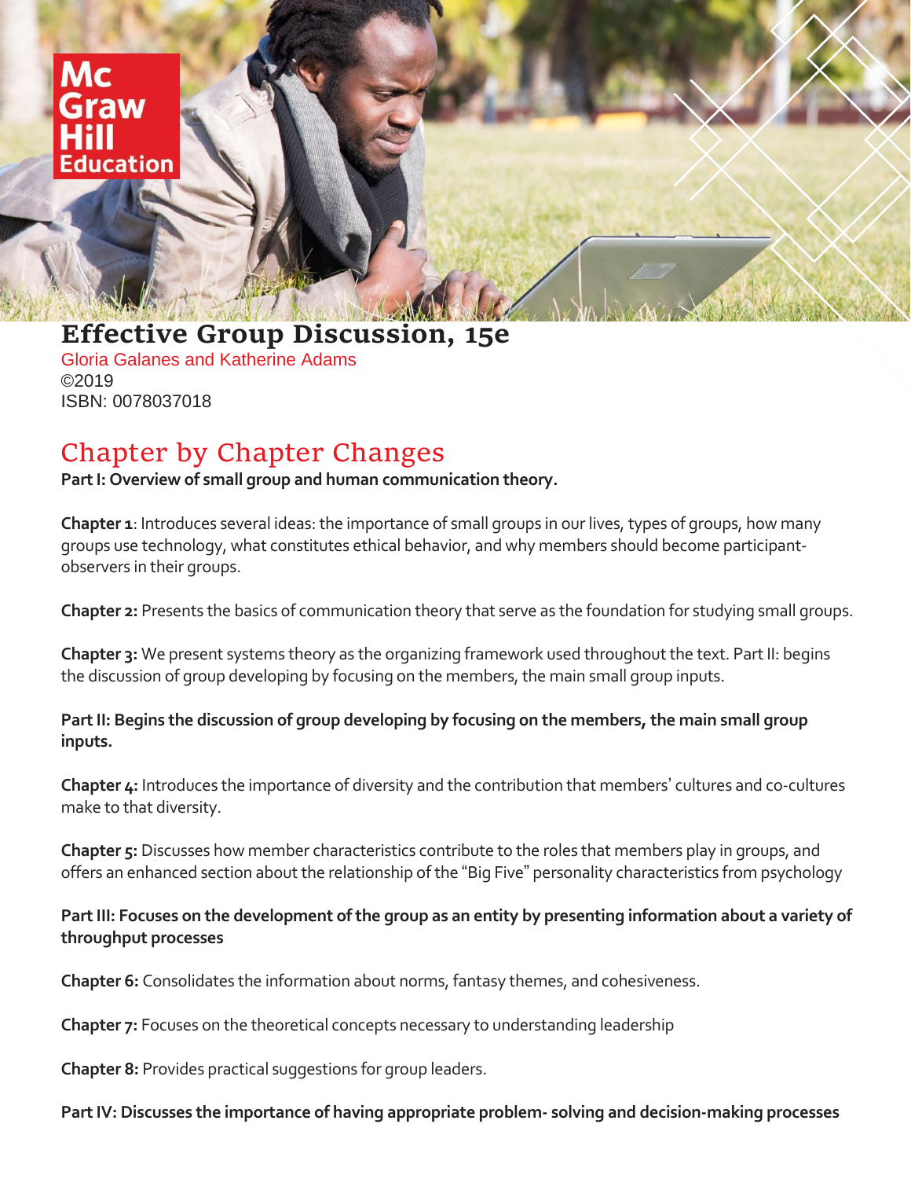# Effective Group Discussion, 15e

Gloria Galanes and Katherine Adams
©2019
ISBN: 0078037018

## Chapter by Chapter Changes

**Part I: Overview of small group and human communication theory.**

**Chapter 1**: Introduces several ideas: the importance of small groups in our lives, types of groups, how many groups use technology, what constitutes ethical behavior, and why members should become participant-observers in their groups.

**Chapter 2:** Presents the basics of communication theory that serve as the foundation for studying small groups.

**Chapter 3:** We present systems theory as the organizing framework used throughout the text. Part II: begins the discussion of group developing by focusing on the members, the main small group inputs.

**Part II: Begins the discussion of group developing by focusing on the members, the main small group inputs.**

**Chapter 4:** Introduces the importance of diversity and the contribution that members' cultures and co-cultures make to that diversity.

**Chapter 5:** Discusses how member characteristics contribute to the roles that members play in groups, and offers an enhanced section about the relationship of the "Big Five" personality characteristics from psychology

**Part III: Focuses on the development of the group as an entity by presenting information about a variety of throughput processes**

**Chapter 6:** Consolidates the information about norms, fantasy themes, and cohesiveness.

**Chapter 7:** Focuses on the theoretical concepts necessary to understanding leadership

**Chapter 8:** Provides practical suggestions for group leaders.

**Part IV: Discusses the importance of having appropriate problem- solving and decision-making processes**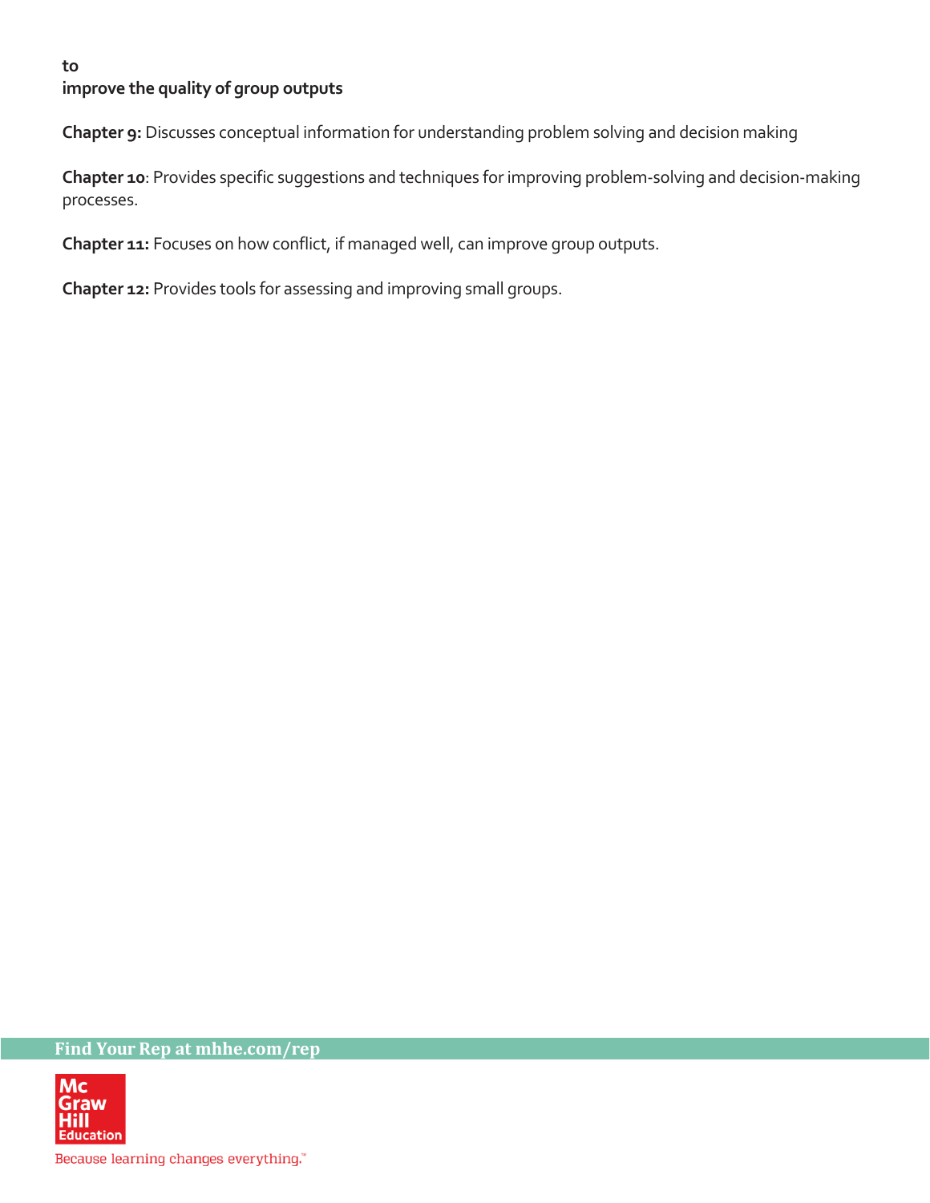**to improve the quality of group outputs**

**Chapter 9:** Discusses conceptual information for understanding problem solving and decision making

**Chapter 10**: Provides specific suggestions and techniques for improving problem-solving and decision-making processes.

**Chapter 11:** Focuses on how conflict, if managed well, can improve group outputs.

**Chapter 12:** Provides tools for assessing and improving small groups.

**Find Your Rep at mhhe.com/rep**

Mc Graw Hill Education

Because learning changes everything.™